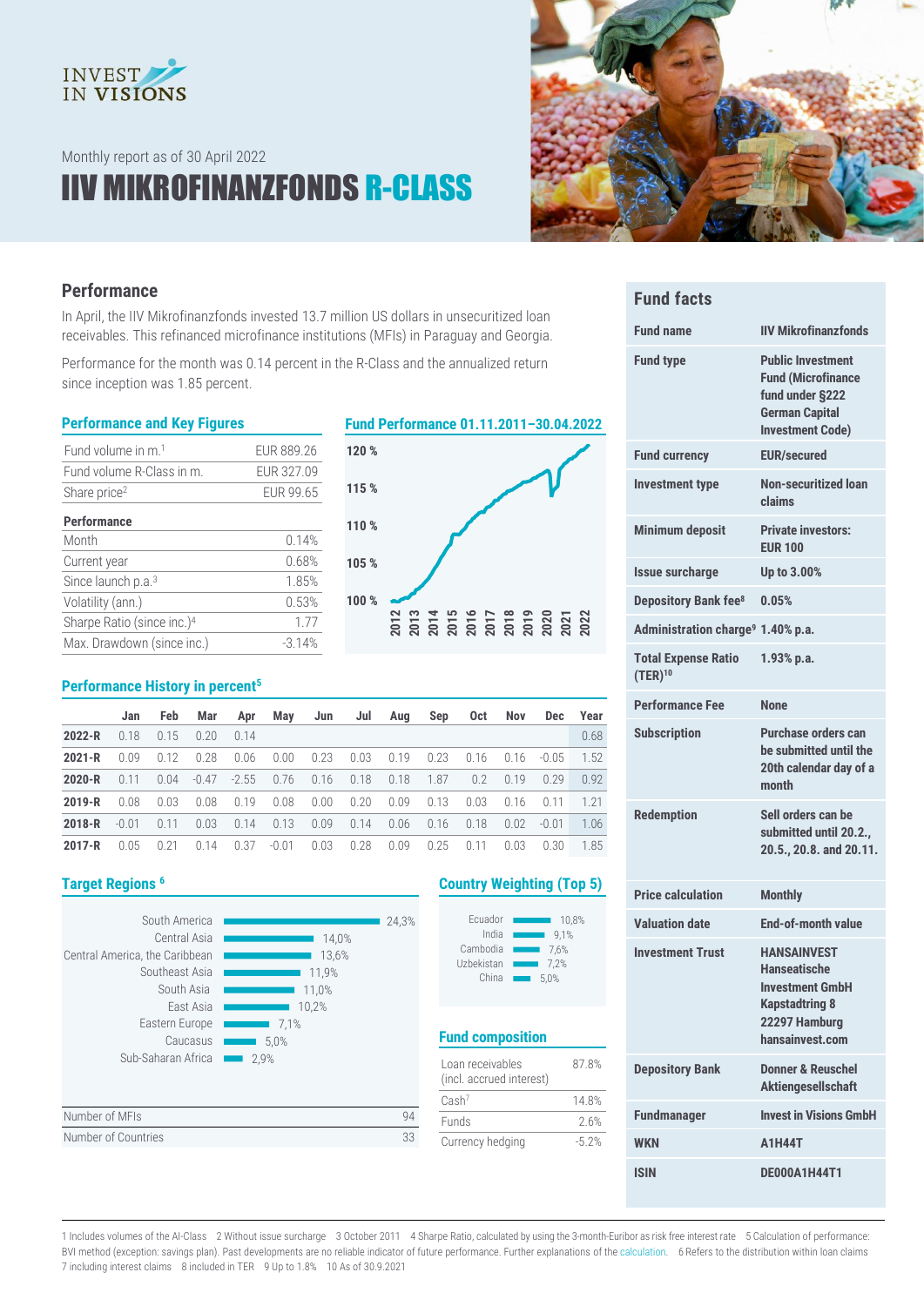Monthly report as of 30 April 2022

# IIV MIKROFINANZFONDS R-CLASS

## Performance

In April, the IIV Mikrofinanzfonds invested 13.7 million US dollars in unsecuritized loan receivables. This refinanced microfinance institutions (MFIs) in Paraguay and Georgia.

Performance for the month was 0.14 percent in the R-Class and the annualized return since inception was 1.85 percent.

### Performance and Key Figures

| | |
|---|---|
| Fund volume in m.[1] | EUR 889.26 |
| Fund volume R-Class in m. | EUR 327.09 |
| Share price[2] | EUR 99.65 |
| **Performance** | |
| Month | 0.14% |
| Current year | 0.68% |
| Since launch p.a.[3] | 1.85% |
| Volatility (ann.) | 0.53% |
| Sharpe Ratio (since inc.)[4] | 1.77 |
| Max. Drawdown (since inc.) | -3.14% |

### Fund Performance 01.11.2011–30.04.2022

### Performance History in percent[5]

| | Jan | Feb | Mar | Apr | May | Jun | Jul | Aug | Sep | Oct | Nov | Dec | Year |
|---|---|---|---|---|---|---|---|---|---|---|---|---|---|
| **2022-R** | 0.18 | 0.15 | 0.20 | 0.14 | | | | | | | | | 0.68 |
| **2021-R** | 0.09 | 0.12 | 0.28 | 0.06 | 0.00 | 0.23 | 0.03 | 0.19 | 0.23 | 0.16 | 0.16 | -0.05 | 1.52 |
| **2020-R** | 0.11 | 0.04 | -0.47 | -2.55 | 0.76 | 0.16 | 0.18 | 0.18 | 1.87 | 0.2 | 0.19 | 0.29 | 0.92 |
| **2019-R** | 0.08 | 0.03 | 0.08 | 0.19 | 0.08 | 0.00 | 0.20 | 0.09 | 0.13 | 0.03 | 0.16 | 0.11 | 1.21 |
| **2018-R** | -0.01 | 0.11 | 0.03 | 0.14 | 0.13 | 0.09 | 0.14 | 0.06 | 0.16 | 0.18 | 0.02 | -0.01 | 1.06 |
| **2017-R** | 0.05 | 0.21 | 0.14 | 0.37 | -0.01 | 0.03 | 0.28 | 0.09 | 0.25 | 0.11 | 0.03 | 0.30 | 1.85 |

### Target Regions[6]

| Region | Share |
|---|---|
| South America | 24,3% |
| Central Asia | 14,0% |
| Central America, the Caribbean | 13,6% |
| Southeast Asia | 11,9% |
| South Asia | 11,0% |
| East Asia | 10,2% |
| Eastern Europe | 7,1% |
| Caucasus | 5,0% |
| Sub-Saharan Africa | 2,9% |

| | |
|---|---|
| Number of MFIs | 94 |
| Number of Countries | 33 |

### Country Weighting (Top 5)

| Country | Share |
|---|---|
| Ecuador | 10,8% |
| India | 9,1% |
| Cambodia | 7,6% |
| Uzbekistan | 7,2% |
| China | 5,0% |

### Fund composition

| | |
|---|---|
| Loan receivables (incl. accrued interest) | 87.8% |
| Cash[7] | 14.8% |
| Funds | 2.6% |
| Currency hedging | -5.2% |

## Fund facts

| | |
|---|---|
| **Fund name** | **IIV Mikrofinanzfonds** |
| **Fund type** | **Public Investment Fund (Microfinance fund under §222 German Capital Investment Code)** |
| **Fund currency** | **EUR/secured** |
| **Investment type** | **Non-securitized loan claims** |
| **Minimum deposit** | **Private investors: EUR 100** |
| **Issue surcharge** | **Up to 3.00%** |
| **Depository Bank fee[8]** | **0.05%** |
| **Administration charge[9]** | **1.40% p.a.** |
| **Total Expense Ratio (TER)[10]** | **1.93% p.a.** |
| **Performance Fee** | **None** |
| **Subscription** | **Purchase orders can be submitted until the 20th calendar day of a month** |
| **Redemption** | **Sell orders can be submitted until 20.2., 20.5., 20.8. and 20.11.** |
| **Price calculation** | **Monthly** |
| **Valuation date** | **End-of-month value** |
| **Investment Trust** | **HANSAINVEST Hanseatische Investment GmbH Kapstadtring 8 22297 Hamburg hansainvest.com** |
| **Depository Bank** | **Donner & Reuschel Aktiengesellschaft** |
| **Fundmanager** | **Invest in Visions GmbH** |
| **WKN** | **A1H44T** |
| **ISIN** | **DE000A1H44T1** |

1 Includes volumes of the AI-Class 2 Without issue surcharge 3 October 2011 4 Sharpe Ratio, calculated by using the 3-month-Euribor as risk free interest rate 5 Calculation of performance: BVI method (exception: savings plan). Past developments are no reliable indicator of future performance. Further explanations of the calculation. 6 Refers to the distribution within loan claims 7 including interest claims 8 included in TER 9 Up to 1.8% 10 As of 30.9.2021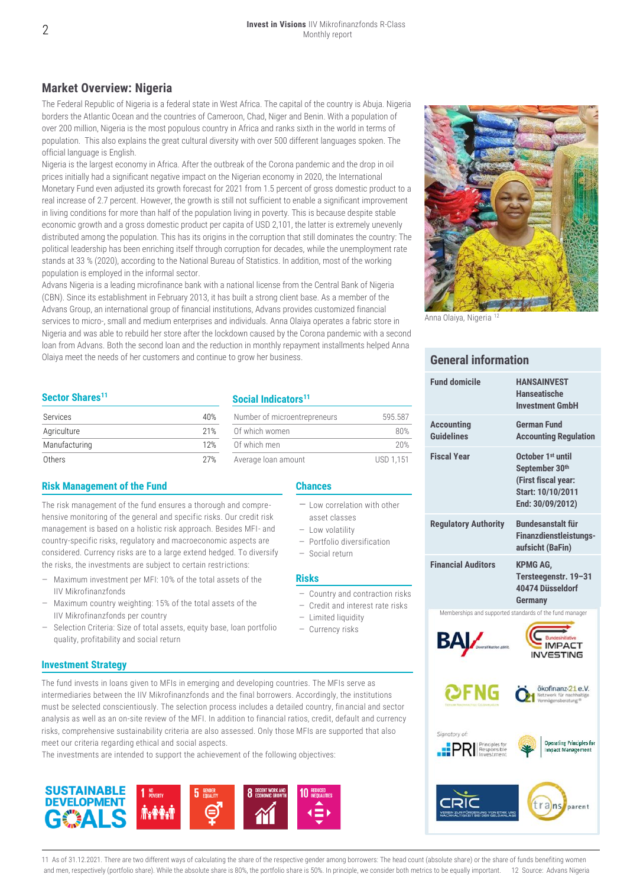## Market Overview: Nigeria

The Federal Republic of Nigeria is a federal state in West Africa. The capital of the country is Abuja. Nigeria borders the Atlantic Ocean and the countries of Cameroon, Chad, Niger and Benin. With a population of over 200 million, Nigeria is the most populous country in Africa and ranks sixth in the world in terms of population. This also explains the great cultural diversity with over 500 different languages spoken. The official language is English.

Nigeria is the largest economy in Africa. After the outbreak of the Corona pandemic and the drop in oil prices initially had a significant negative impact on the Nigerian economy in 2020, the International Monetary Fund even adjusted its growth forecast for 2021 from 1.5 percent of gross domestic product to a real increase of 2.7 percent. However, the growth is still not sufficient to enable a significant improvement in living conditions for more than half of the population living in poverty. This is because despite stable economic growth and a gross domestic product per capita of USD 2,101, the latter is extremely unevenly distributed among the population. This has its origins in the corruption that still dominates the country: The political leadership has been enriching itself through corruption for decades, while the unemployment rate stands at 33 % (2020), according to the National Bureau of Statistics. In addition, most of the working population is employed in the informal sector.

Advans Nigeria is a leading microfinance bank with a national license from the Central Bank of Nigeria (CBN). Since its establishment in February 2013, it has built a strong client base. As a member of the Advans Group, an international group of financial institutions, Advans provides customized financial services to micro-, small and medium enterprises and individuals. Anna Olaiya operates a fabric store in Nigeria and was able to rebuild her store after the lockdown caused by the Corona pandemic with a second loan from Advans. Both the second loan and the reduction in monthly repayment installments helped Anna Olaiya meet the needs of her customers and continue to grow her business.

Anna Olaiya, Nigeria [12]

### Sector Shares[11]

| Sector | Share |
|---|---|
| Services | 40% |
| Agriculture | 21% |
| Manufacturing | 12% |
| Others | 27% |

### Social Indicators[11]

| Indicator | Value |
|---|---|
| Number of microentrepreneurs | 595.587 |
| Of which women | 80% |
| Of which men | 20% |
| Average loan amount | USD 1,151 |

### Risk Management of the Fund

The risk management of the fund ensures a thorough and comprehensive monitoring of the general and specific risks. Our credit risk management is based on a holistic risk approach. Besides MFI- and country-specific risks, regulatory and macroeconomic aspects are considered. Currency risks are to a large extend hedged. To diversify the risks, the investments are subject to certain restrictions:

- Maximum investment per MFI: 10% of the total assets of the IIV Mikrofinanzfonds
- Maximum country weighting: 15% of the total assets of the IIV Mikrofinanzfonds per country
- Selection Criteria: Size of total assets, equity base, loan portfolio quality, profitability and social return

### Chances

- Low correlation with other asset classes
- Low volatility
- Portfolio diversification
- Social return

### Risks

- Country and contraction risks
- Credit and interest rate risks
- Limited liquidity
- Currency risks

### Investment Strategy

The fund invests in loans given to MFIs in emerging and developing countries. The MFIs serve as intermediaries between the IIV Mikrofinanzfonds and the final borrowers. Accordingly, the institutions must be selected conscientiously. The selection process includes a detailed country, financial and sector analysis as well as an on-site review of the MFI. In addition to financial ratios, credit, default and currency risks, comprehensive sustainability criteria are also assessed. Only those MFIs are supported that also meet our criteria regarding ethical and social aspects.

The investments are intended to support the achievement of the following objectives:

SUSTAINABLE DEVELOPMENT GOALS: 1 No Poverty; 5 Gender Equality; 8 Decent Work and Economic Growth; 10 Reduced Inequalities

## General information

| | |
|---|---|
| **Fund domicile** | **HANSAINVEST Hanseatische Investment GmbH** |
| **Accounting Guidelines** | **German Fund Accounting Regulation** |
| **Fiscal Year** | **October 1st until September 30th (First fiscal year: Start: 10/10/2011 End: 30/09/2012)** |
| **Regulatory Authority** | **Bundesanstalt für Finanzdienstleistungs-aufsicht (BaFin)** |
| **Financial Auditors** | **KPMG AG, Tersteegenstr. 19–31 40474 Düsseldorf Germany** |

Memberships and supported standards of the fund manager

BAI; Bundesinitiative Impact Investing; FNG; ökofinanz-21 e.V.; Signatory of: PRI Principles for Responsible Investment; Operating Principles for Impact Management; CRIC; transparent

11 As of 31.12.2021. There are two different ways of calculating the share of the respective gender among borrowers: The head count (absolute share) or the share of funds benefiting women and men, respectively (portfolio share). While the absolute share is 80%, the portfolio share is 50%. In principle, we consider both metrics to be equally important. 12 Source: Advans Nigeria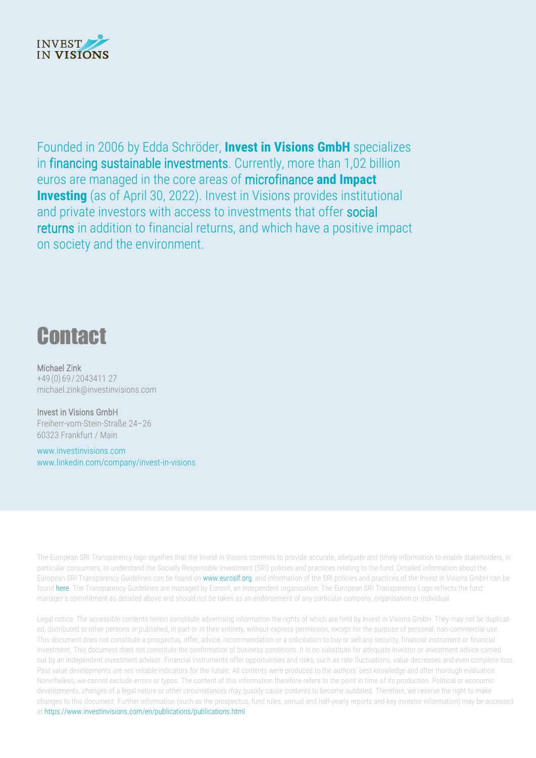INVEST IN VISIONS

Founded in 2006 by Edda Schröder, **Invest in Visions GmbH** specializes in financing sustainable investments. Currently, more than 1,02 billion euros are managed in the core areas of microfinance **and Impact Investing** (as of April 30, 2022). Invest in Visions provides institutional and private investors with access to investments that offer social returns in addition to financial returns, and which have a positive impact on society and the environment.

# Contact

Michael Zink
+49 (0) 69 / 2043411 27
michael.zink@investinvisions.com

Invest in Visions GmbH
Freiherr-vom-Stein-Straße 24–26
60323 Frankfurt / Main

www.investinvisions.com
www.linkedin.com/company/invest-in-visions

The European SRI Transparency logo signifies that the Invest in Visions commits to provide accurate, adequate and timely information to enable stakeholders, in particular consumers, to understand the Socially Responsible Investment (SRI) policies and practices relating to the fund. Detailed information about the European SRI Transparency Guidelines can be found on www.eurosif.org, and information of the SRI policies and practices of the Invest in Visions GmbH can be found here. The Transparency Guidelines are managed by Eurosif, an independent organisation. The European SRI Transparency Logo reflects the fund manager's commitment as detailed above and should not be taken as an endorsement of any particular company, organisation or individual.

Legal notice: The accessible contents herein constitute advertising information the rights of which are held by Invest in Visions GmbH. They may not be duplicated, distributed to other persons or published, in part or in their entirety, without express permission, except for the purpose of personal, non-commercial use. This document does not constitute a prospectus, offer, advice, recommendation or a solicitation to buy or sell any security, financial instrument or financial investment. This document does not constitute the confirmation of business conditions. It is no substitute for adequate investor or investment advice carried out by an independent investment advisor. Financial instruments offer opportunities and risks, such as rate fluctuations, value decreases and even complete loss. Past value developments are not reliable indicators for the future. All contents were produced to the authors' best knowledge and after thorough evaluation. Nonetheless, we cannot exclude errors or typos. The content of this information therefore refers to the point in time of its production. Political or economic developments, changes of a legal nature or other circumstances may quickly cause contents to become outdated. Therefore, we reserve the right to make changes to this document. Further information (such as the prospectus, fund rules, annual and half-yearly reports and key investor information) may be accessed at https://www.investinvisions.com/en/publications/publications.html.